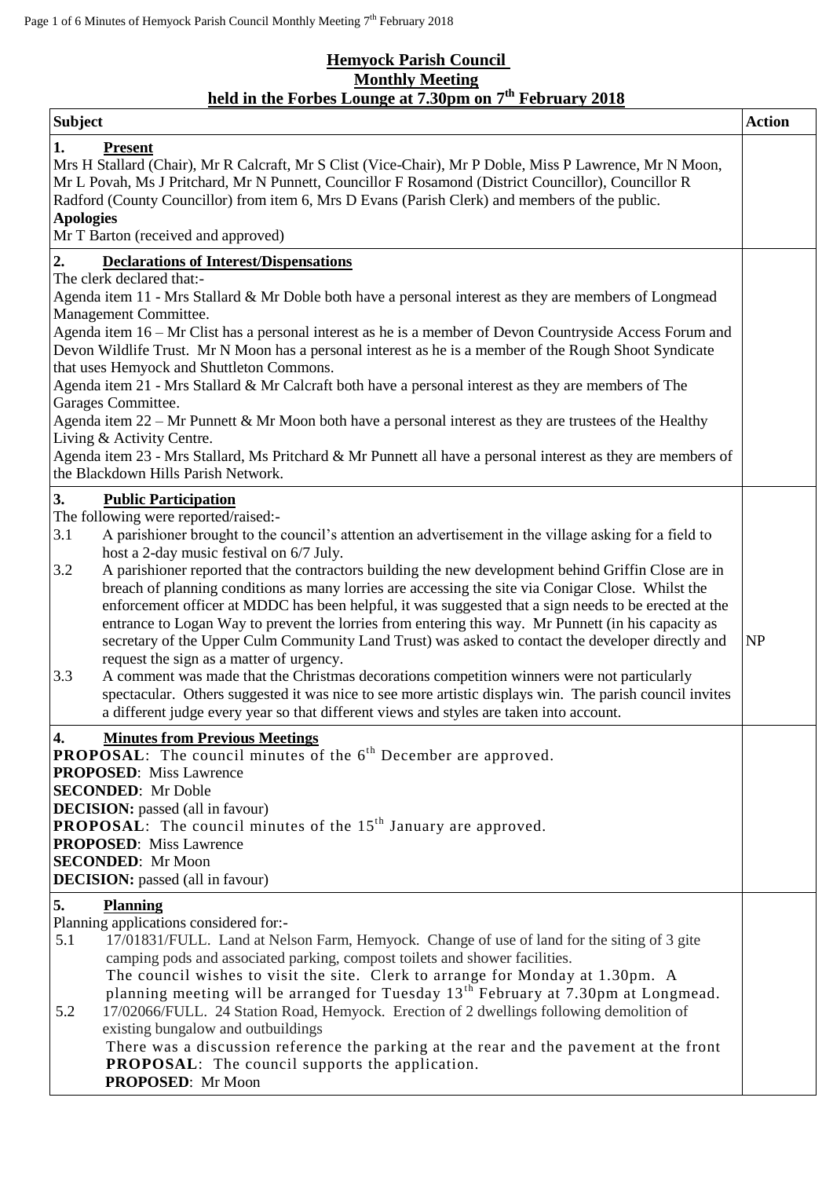# Hemyock Parish Council
## Monthly Meeting
## held in the Forbes Lounge at 7.30pm on 7th February 2018

| Subject | Action |
|---|---|
| **1. Present**<br>Mrs H Stallard (Chair), Mr R Calcraft, Mr S Clist (Vice-Chair), Mr P Doble, Miss P Lawrence, Mr N Moon, Mr L Povah, Ms J Pritchard, Mr N Punnett, Councillor F Rosamond (District Councillor), Councillor R Radford (County Councillor) from item 6, Mrs D Evans (Parish Clerk) and members of the public.<br>**Apologies**<br>Mr T Barton (received and approved) | |
| **2. Declarations of Interest/Dispensations**<br>The clerk declared that:-<br>Agenda item 11 - Mrs Stallard & Mr Doble both have a personal interest as they are members of Longmead Management Committee.<br>Agenda item 16 – Mr Clist has a personal interest as he is a member of Devon Countryside Access Forum and Devon Wildlife Trust. Mr N Moon has a personal interest as he is a member of the Rough Shoot Syndicate that uses Hemyock and Shuttleton Commons.<br>Agenda item 21 - Mrs Stallard & Mr Calcraft both have a personal interest as they are members of The Garages Committee.<br>Agenda item 22 – Mr Punnett & Mr Moon both have a personal interest as they are trustees of the Healthy Living & Activity Centre.<br>Agenda item 23 - Mrs Stallard, Ms Pritchard & Mr Punnett all have a personal interest as they are members of the Blackdown Hills Parish Network. | |
| **3. Public Participation**<br>The following were reported/raised:-<br>3.1 A parishioner brought to the council's attention an advertisement in the village asking for a field to host a 2-day music festival on 6/7 July.<br>3.2 A parishioner reported that the contractors building the new development behind Griffin Close are in breach of planning conditions as many lorries are accessing the site via Conigar Close. Whilst the enforcement officer at MDDC has been helpful, it was suggested that a sign needs to be erected at the entrance to Logan Way to prevent the lorries from entering this way. Mr Punnett (in his capacity as secretary of the Upper Culm Community Land Trust) was asked to contact the developer directly and request the sign as a matter of urgency.<br>3.3 A comment was made that the Christmas decorations competition winners were not particularly spectacular. Others suggested it was nice to see more artistic displays win. The parish council invites a different judge every year so that different views and styles are taken into account. | NP |
| **4. Minutes from Previous Meetings**<br>**PROPOSAL**: The council minutes of the 6th December are approved.<br>**PROPOSED**: Miss Lawrence<br>**SECONDED**: Mr Doble<br>**DECISION:** passed (all in favour)<br>**PROPOSAL**: The council minutes of the 15th January are approved.<br>**PROPOSED**: Miss Lawrence<br>**SECONDED**: Mr Moon<br>**DECISION:** passed (all in favour) | |
| **5. Planning**<br>Planning applications considered for:-<br>5.1 17/01831/FULL. Land at Nelson Farm, Hemyock. Change of use of land for the siting of 3 gite camping pods and associated parking, compost toilets and shower facilities.<br>The council wishes to visit the site. Clerk to arrange for Monday at 1.30pm. A planning meeting will be arranged for Tuesday 13th February at 7.30pm at Longmead.<br>5.2 17/02066/FULL. 24 Station Road, Hemyock. Erection of 2 dwellings following demolition of existing bungalow and outbuildings<br>There was a discussion reference the parking at the rear and the pavement at the front<br>**PROPOSAL**: The council supports the application.<br>**PROPOSED**: Mr Moon | |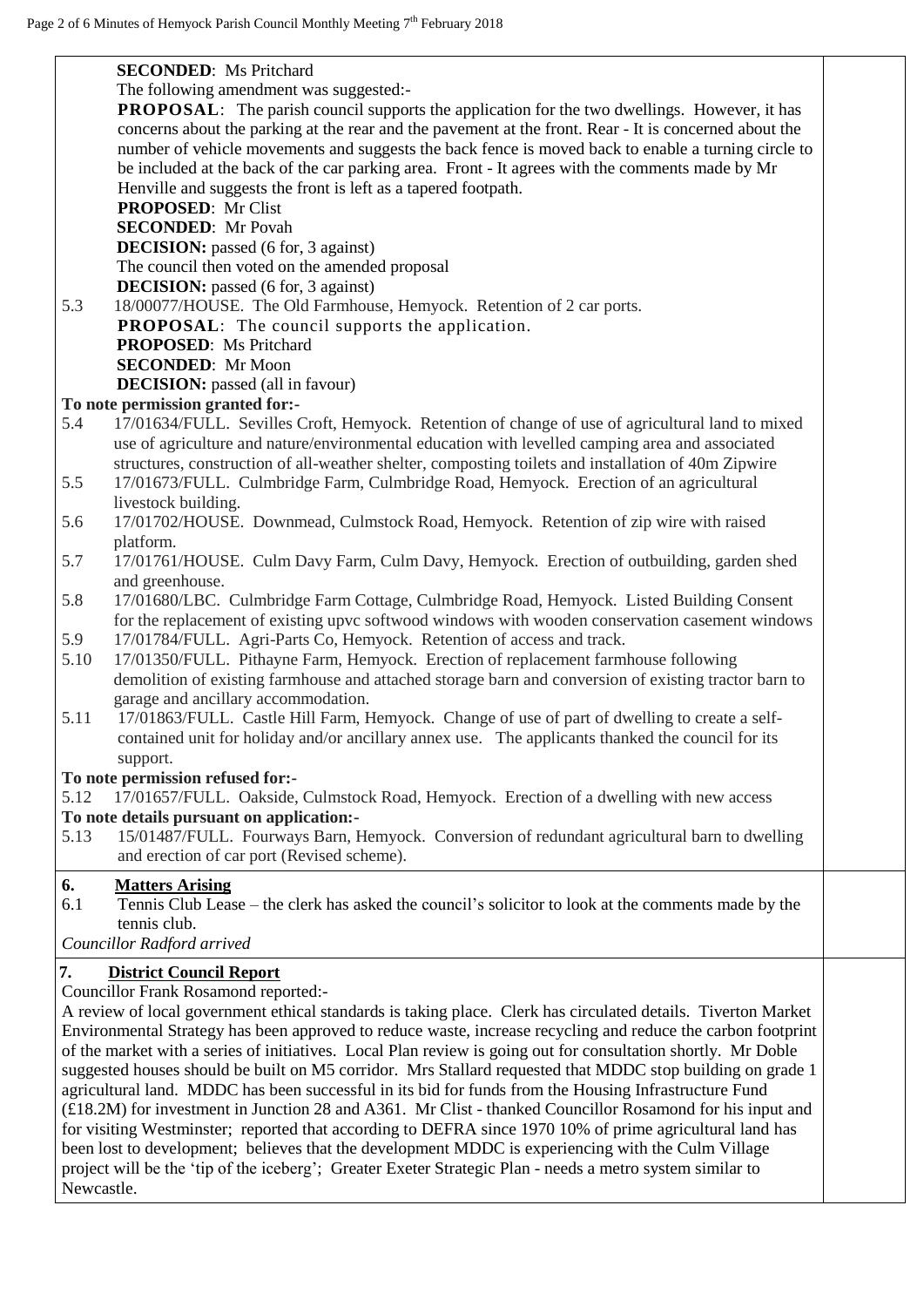**SECONDED**: Ms Pritchard

The following amendment was suggested:-

**PROPOSAL**: The parish council supports the application for the two dwellings. However, it has concerns about the parking at the rear and the pavement at the front. Rear - It is concerned about the number of vehicle movements and suggests the back fence is moved back to enable a turning circle to be included at the back of the car parking area. Front - It agrees with the comments made by Mr Henville and suggests the front is left as a tapered footpath.

**PROPOSED**: Mr Clist

**SECONDED**: Mr Povah

**DECISION:** passed (6 for, 3 against)

The council then voted on the amended proposal

**DECISION:** passed (6 for, 3 against)

5.3 18/00077/HOUSE. The Old Farmhouse, Hemyock. Retention of 2 car ports.

**PROPOSAL**: The council supports the application.

**PROPOSED**: Ms Pritchard

**SECONDED**: Mr Moon

**DECISION:** passed (all in favour)

**To note permission granted for:-**

5.4 17/01634/FULL. Sevilles Croft, Hemyock. Retention of change of use of agricultural land to mixed use of agriculture and nature/environmental education with levelled camping area and associated structures, construction of all-weather shelter, composting toilets and installation of 40m Zipwire

5.5 17/01673/FULL. Culmbridge Farm, Culmbridge Road, Hemyock. Erection of an agricultural livestock building.

5.6 17/01702/HOUSE. Downmead, Culmstock Road, Hemyock. Retention of zip wire with raised platform.

5.7 17/01761/HOUSE. Culm Davy Farm, Culm Davy, Hemyock. Erection of outbuilding, garden shed and greenhouse.

5.8 17/01680/LBC. Culmbridge Farm Cottage, Culmbridge Road, Hemyock. Listed Building Consent for the replacement of existing upvc softwood windows with wooden conservation casement windows

5.9 17/01784/FULL. Agri-Parts Co, Hemyock. Retention of access and track.

5.10 17/01350/FULL. Pithayne Farm, Hemyock. Erection of replacement farmhouse following demolition of existing farmhouse and attached storage barn and conversion of existing tractor barn to garage and ancillary accommodation.

5.11 17/01863/FULL. Castle Hill Farm, Hemyock. Change of use of part of dwelling to create a self-contained unit for holiday and/or ancillary annex use. The applicants thanked the council for its support.

**To note permission refused for:-**

5.12 17/01657/FULL. Oakside, Culmstock Road, Hemyock. Erection of a dwelling with new access

**To note details pursuant on application:-**

5.13 15/01487/FULL. Fourways Barn, Hemyock. Conversion of redundant agricultural barn to dwelling and erection of car port (Revised scheme).

## 6. Matters Arising

6.1 Tennis Club Lease – the clerk has asked the council's solicitor to look at the comments made by the tennis club.

*Councillor Radford arrived*

## 7. District Council Report

Councillor Frank Rosamond reported:-

A review of local government ethical standards is taking place. Clerk has circulated details. Tiverton Market Environmental Strategy has been approved to reduce waste, increase recycling and reduce the carbon footprint of the market with a series of initiatives. Local Plan review is going out for consultation shortly. Mr Doble suggested houses should be built on M5 corridor. Mrs Stallard requested that MDDC stop building on grade 1 agricultural land. MDDC has been successful in its bid for funds from the Housing Infrastructure Fund (£18.2M) for investment in Junction 28 and A361. Mr Clist - thanked Councillor Rosamond for his input and for visiting Westminster; reported that according to DEFRA since 1970 10% of prime agricultural land has been lost to development; believes that the development MDDC is experiencing with the Culm Village project will be the 'tip of the iceberg'; Greater Exeter Strategic Plan - needs a metro system similar to Newcastle.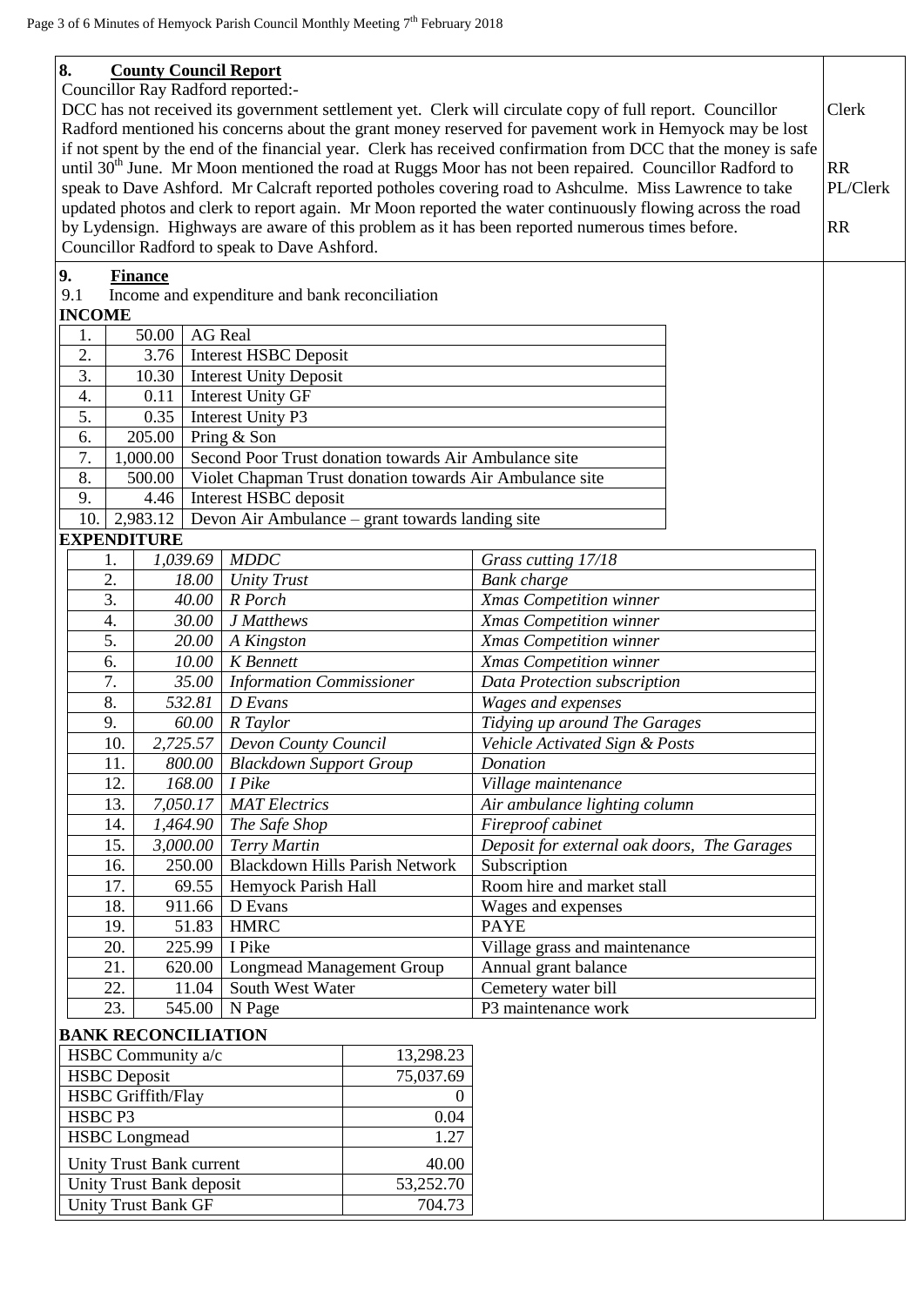## 8. **County Council Report**

Councillor Ray Radford reported:-

DCC has not received its government settlement yet. Clerk will circulate copy of full report. Councillor Radford mentioned his concerns about the grant money reserved for pavement work in Hemyock may be lost if not spent by the end of the financial year. Clerk has received confirmation from DCC that the money is safe until 30th June. Mr Moon mentioned the road at Ruggs Moor has not been repaired. Councillor Radford to speak to Dave Ashford. Mr Calcraft reported potholes covering road to Ashculme. Miss Lawrence to take updated photos and clerk to report again. Mr Moon reported the water continuously flowing across the road by Lydensign. Highways are aware of this problem as it has been reported numerous times before. Councillor Radford to speak to Dave Ashford.

Clerk

RR
PL/Clerk

RR

## 9. **Finance**

9.1 Income and expenditure and bank reconciliation

**INCOME**

| | | |
|---|---|---|
| 1. | 50.00 | AG Real |
| 2. | 3.76 | Interest HSBC Deposit |
| 3. | 10.30 | Interest Unity Deposit |
| 4. | 0.11 | Interest Unity GF |
| 5. | 0.35 | Interest Unity P3 |
| 6. | 205.00 | Pring & Son |
| 7. | 1,000.00 | Second Poor Trust donation towards Air Ambulance site |
| 8. | 500.00 | Violet Chapman Trust donation towards Air Ambulance site |
| 9. | 4.46 | Interest HSBC deposit |
| 10. | 2,983.12 | Devon Air Ambulance – grant towards landing site |

**EXPENDITURE**

| | | | |
|---|---|---|---|
| 1. | *1,039.69* | *MDDC* | *Grass cutting 17/18* |
| 2. | *18.00* | *Unity Trust* | *Bank charge* |
| 3. | *40.00* | *R Porch* | *Xmas Competition winner* |
| 4. | *30.00* | *J Matthews* | *Xmas Competition winner* |
| 5. | *20.00* | *A Kingston* | *Xmas Competition winner* |
| 6. | *10.00* | *K Bennett* | *Xmas Competition winner* |
| 7. | *35.00* | *Information Commissioner* | *Data Protection subscription* |
| 8. | *532.81* | *D Evans* | *Wages and expenses* |
| 9. | *60.00* | *R Taylor* | *Tidying up around The Garages* |
| 10. | *2,725.57* | *Devon County Council* | *Vehicle Activated Sign & Posts* |
| 11. | *800.00* | *Blackdown Support Group* | *Donation* |
| 12. | *168.00* | *I Pike* | *Village maintenance* |
| 13. | *7,050.17* | *MAT Electrics* | *Air ambulance lighting column* |
| 14. | *1,464.90* | *The Safe Shop* | *Fireproof cabinet* |
| 15. | *3,000.00* | *Terry Martin* | *Deposit for external oak doors, The Garages* |
| 16. | 250.00 | Blackdown Hills Parish Network | Subscription |
| 17. | 69.55 | Hemyock Parish Hall | Room hire and market stall |
| 18. | 911.66 | D Evans | Wages and expenses |
| 19. | 51.83 | HMRC | PAYE |
| 20. | 225.99 | I Pike | Village grass and maintenance |
| 21. | 620.00 | Longmead Management Group | Annual grant balance |
| 22. | 11.04 | South West Water | Cemetery water bill |
| 23. | 545.00 | N Page | P3 maintenance work |

**BANK RECONCILIATION**

| | |
|---|---|
| HSBC Community a/c | 13,298.23 |
| HSBC Deposit | 75,037.69 |
| HSBC Griffith/Flay | 0 |
| HSBC P3 | 0.04 |
| HSBC Longmead | 1.27 |
| Unity Trust Bank current | 40.00 |
| Unity Trust Bank deposit | 53,252.70 |
| Unity Trust Bank GF | 704.73 |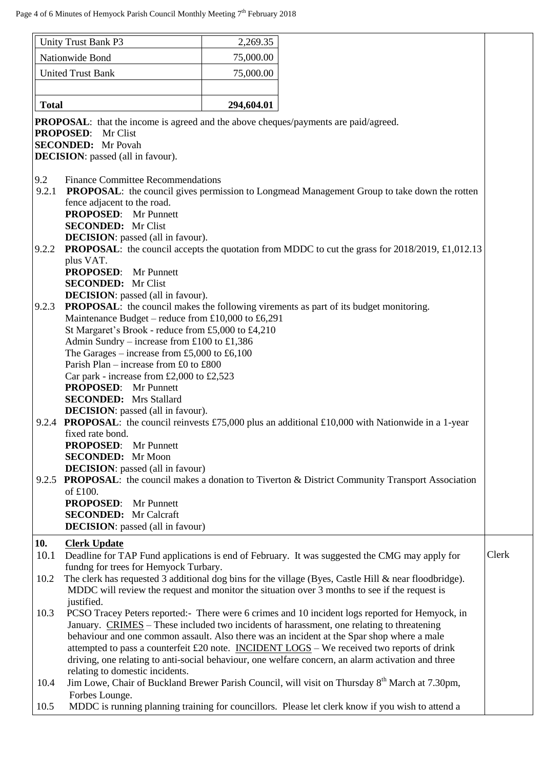| Unity Trust Bank P3 | 2,269.35 |
|---|---|
| Nationwide Bond | 75,000.00 |
| United Trust Bank | 75,000.00 |
| | |
| **Total** | **294,604.01** |

**PROPOSAL**: that the income is agreed and the above cheques/payments are paid/agreed.
**PROPOSED**: Mr Clist
**SECONDED:** Mr Povah
**DECISION**: passed (all in favour).

9.2 Finance Committee Recommendations

9.2.1 **PROPOSAL**: the council gives permission to Longmead Management Group to take down the rotten fence adjacent to the road.
**PROPOSED**: Mr Punnett
**SECONDED:** Mr Clist
**DECISION**: passed (all in favour).

9.2.2 **PROPOSAL**: the council accepts the quotation from MDDC to cut the grass for 2018/2019, £1,012.13 plus VAT.
**PROPOSED**: Mr Punnett
**SECONDED:** Mr Clist
**DECISION**: passed (all in favour).

9.2.3 **PROPOSAL**: the council makes the following virements as part of its budget monitoring.
Maintenance Budget – reduce from £10,000 to £6,291
St Margaret's Brook - reduce from £5,000 to £4,210
Admin Sundry – increase from £100 to £1,386
The Garages – increase from £5,000 to £6,100
Parish Plan – increase from £0 to £800
Car park - increase from £2,000 to £2,523
**PROPOSED**: Mr Punnett
**SECONDED:** Mrs Stallard
**DECISION**: passed (all in favour).

9.2.4 **PROPOSAL**: the council reinvests £75,000 plus an additional £10,000 with Nationwide in a 1-year fixed rate bond.
**PROPOSED**: Mr Punnett
**SECONDED:** Mr Moon
**DECISION**: passed (all in favour)

9.2.5 **PROPOSAL**: the council makes a donation to Tiverton & District Community Transport Association of £100.
**PROPOSED**: Mr Punnett
**SECONDED:** Mr Calcraft
**DECISION**: passed (all in favour)

## 10. Clerk Update

10.1 Deadline for TAP Fund applications is end of February. It was suggested the CMG may apply for fundng for trees for Hemyock Turbary. — **Clerk**

10.2 The clerk has requested 3 additional dog bins for the village (Byes, Castle Hill & near floodbridge). MDDC will review the request and monitor the situation over 3 months to see if the request is justified.

10.3 PCSO Tracey Peters reported:- There were 6 crimes and 10 incident logs reported for Hemyock, in January. CRIMES – These included two incidents of harassment, one relating to threatening behaviour and one common assault. Also there was an incident at the Spar shop where a male attempted to pass a counterfeit £20 note. INCIDENT LOGS – We received two reports of drink driving, one relating to anti-social behaviour, one welfare concern, an alarm activation and three relating to domestic incidents.

10.4 Jim Lowe, Chair of Buckland Brewer Parish Council, will visit on Thursday 8th March at 7.30pm, Forbes Lounge.

10.5 MDDC is running planning training for councillors. Please let clerk know if you wish to attend a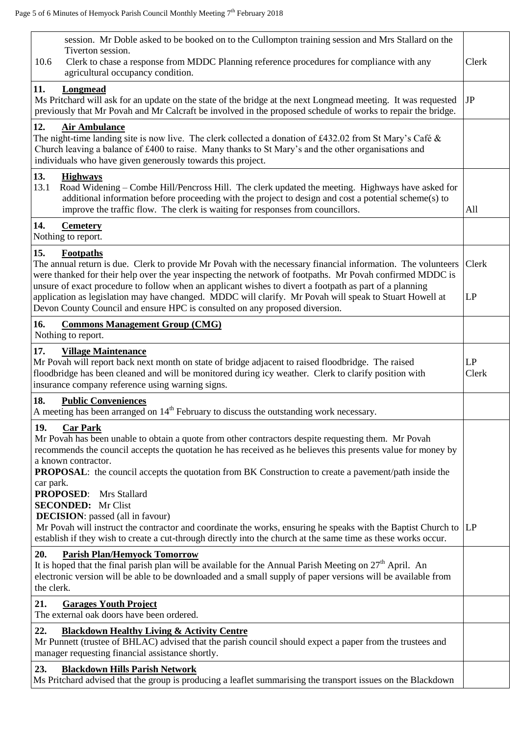| | |
|---|---|
| session. Mr Doble asked to be booked on to the Cullompton training session and Mrs Stallard on the Tiverton session.<br>10.6 Clerk to chase a response from MDDC Planning reference procedures for compliance with any agricultural occupancy condition. | Clerk |
| **11. Longmead**<br>Ms Pritchard will ask for an update on the state of the bridge at the next Longmead meeting. It was requested previously that Mr Povah and Mr Calcraft be involved in the proposed schedule of works to repair the bridge. | JP |
| **12. Air Ambulance**<br>The night-time landing site is now live. The clerk collected a donation of £432.02 from St Mary's Café & Church leaving a balance of £400 to raise. Many thanks to St Mary's and the other organisations and individuals who have given generously towards this project. | |
| **13. Highways**<br>13.1 Road Widening – Combe Hill/Pencross Hill. The clerk updated the meeting. Highways have asked for additional information before proceeding with the project to design and cost a potential scheme(s) to improve the traffic flow. The clerk is waiting for responses from councillors. | All |
| **14. Cemetery**<br>Nothing to report. | |
| **15. Footpaths**<br>The annual return is due. Clerk to provide Mr Povah with the necessary financial information. The volunteers were thanked for their help over the year inspecting the network of footpaths. Mr Povah confirmed MDDC is unsure of exact procedure to follow when an applicant wishes to divert a footpath as part of a planning application as legislation may have changed. MDDC will clarify. Mr Povah will speak to Stuart Howell at Devon County Council and ensure HPC is consulted on any proposed diversion. | Clerk<br><br>LP |
| **16. Commons Management Group (CMG)**<br>Nothing to report. | |
| **17. Village Maintenance**<br>Mr Povah will report back next month on state of bridge adjacent to raised floodbridge. The raised floodbridge has been cleaned and will be monitored during icy weather. Clerk to clarify position with insurance company reference using warning signs. | LP<br>Clerk |
| **18. Public Conveniences**<br>A meeting has been arranged on 14th February to discuss the outstanding work necessary. | |
| **19. Car Park**<br>Mr Povah has been unable to obtain a quote from other contractors despite requesting them. Mr Povah recommends the council accepts the quotation he has received as he believes this presents value for money by a known contractor.<br>**PROPOSAL**: the council accepts the quotation from BK Construction to create a pavement/path inside the car park.<br>**PROPOSED**: Mrs Stallard<br>**SECONDED:** Mr Clist<br>**DECISION**: passed (all in favour)<br>Mr Povah will instruct the contractor and coordinate the works, ensuring he speaks with the Baptist Church to establish if they wish to create a cut-through directly into the church at the same time as these works occur. | LP |
| **20. Parish Plan/Hemyock Tomorrow**<br>It is hoped that the final parish plan will be available for the Annual Parish Meeting on 27th April. An electronic version will be able to be downloaded and a small supply of paper versions will be available from the clerk. | |
| **21. Garages Youth Project**<br>The external oak doors have been ordered. | |
| **22. Blackdown Healthy Living & Activity Centre**<br>Mr Punnett (trustee of BHLAC) advised that the parish council should expect a paper from the trustees and manager requesting financial assistance shortly. | |
| **23. Blackdown Hills Parish Network**<br>Ms Pritchard advised that the group is producing a leaflet summarising the transport issues on the Blackdown | |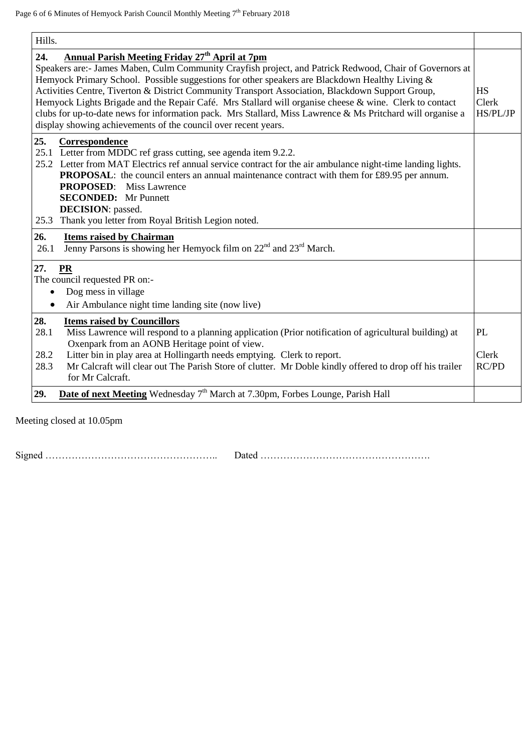| | |
|---|---|
| Hills. | |
| **24. Annual Parish Meeting Friday 27th April at 7pm**<br>Speakers are:- James Maben, Culm Community Crayfish project, and Patrick Redwood, Chair of Governors at Hemyock Primary School. Possible suggestions for other speakers are Blackdown Healthy Living & Activities Centre, Tiverton & District Community Transport Association, Blackdown Support Group, Hemyock Lights Brigade and the Repair Café. Mrs Stallard will organise cheese & wine. Clerk to contact clubs for up-to-date news for information pack. Mrs Stallard, Miss Lawrence & Ms Pritchard will organise a display showing achievements of the council over recent years. | HS<br>Clerk<br>HS/PL/JP |
| **25. Correspondence**<br>25.1 Letter from MDDC ref grass cutting, see agenda item 9.2.2.<br>25.2 Letter from MAT Electrics ref annual service contract for the air ambulance night-time landing lights.<br>**PROPOSAL**: the council enters an annual maintenance contract with them for £89.95 per annum.<br>**PROPOSED**: Miss Lawrence<br>**SECONDED:** Mr Punnett<br>**DECISION**: passed.<br>25.3 Thank you letter from Royal British Legion noted. | |
| **26. Items raised by Chairman**<br>26.1 Jenny Parsons is showing her Hemyock film on 22nd and 23rd March. | |
| **27. PR**<br>The council requested PR on:-<br>• Dog mess in village<br>• Air Ambulance night time landing site (now live) | |
| **28. Items raised by Councillors**<br>28.1 Miss Lawrence will respond to a planning application (Prior notification of agricultural building) at Oxenpark from an AONB Heritage point of view.<br>28.2 Litter bin in play area at Hollingarth needs emptying. Clerk to report.<br>28.3 Mr Calcraft will clear out The Parish Store of clutter. Mr Doble kindly offered to drop off his trailer for Mr Calcraft. | PL<br><br>Clerk<br>RC/PD |
| **29. Date of next Meeting** Wednesday 7th March at 7.30pm, Forbes Lounge, Parish Hall | |

Meeting closed at 10.05pm

Signed …………………………………………….. Dated …………………………………………….